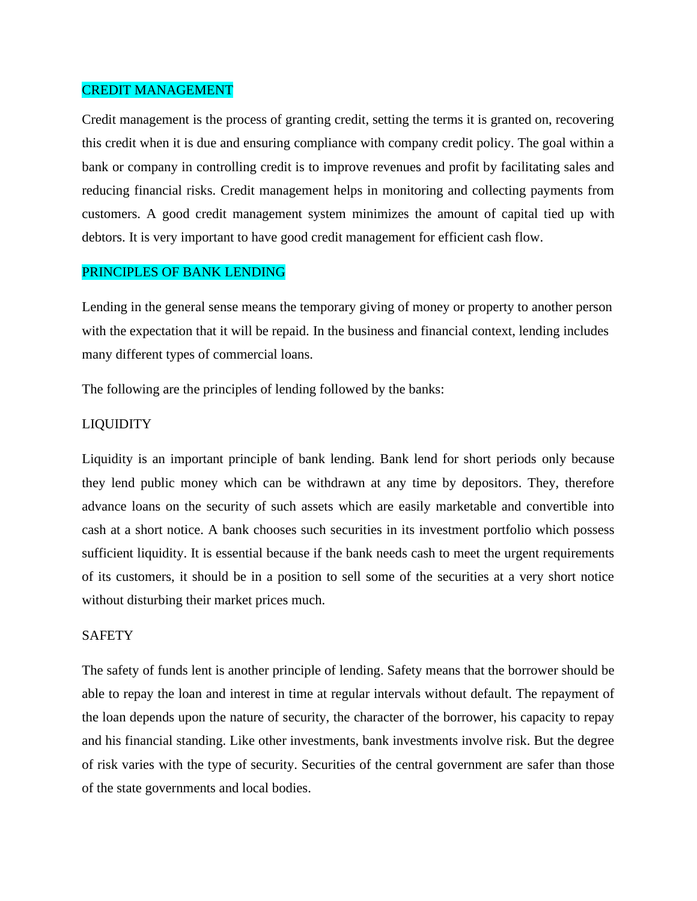## CREDIT MANAGEMENT

Credit management is the process of granting credit, setting the terms it is granted on, recovering this credit when it is due and ensuring compliance with company credit policy. The goal within a bank or company in controlling credit is to improve revenues and profit by facilitating sales and reducing financial risks. Credit management helps in monitoring and collecting payments from customers. A good credit management system minimizes the amount of capital tied up with debtors. It is very important to have good credit management for efficient cash flow.

## PRINCIPLES OF BANK LENDING

Lending in the general sense means the temporary giving of money or property to another person with the expectation that it will be repaid. In the business and financial context, lending includes many different types of commercial loans.

The following are the principles of lending followed by the banks:

### LIQUIDITY

Liquidity is an important principle of bank lending. Bank lend for short periods only because they lend public money which can be withdrawn at any time by depositors. They, therefore advance loans on the security of such assets which are easily marketable and convertible into cash at a short notice. A bank chooses such securities in its investment portfolio which possess sufficient liquidity. It is essential because if the bank needs cash to meet the urgent requirements of its customers, it should be in a position to sell some of the securities at a very short notice without disturbing their market prices much.

### SAFETY

The safety of funds lent is another principle of lending. Safety means that the borrower should be able to repay the loan and interest in time at regular intervals without default. The repayment of the loan depends upon the nature of security, the character of the borrower, his capacity to repay and his financial standing. Like other investments, bank investments involve risk. But the degree of risk varies with the type of security. Securities of the central government are safer than those of the state governments and local bodies.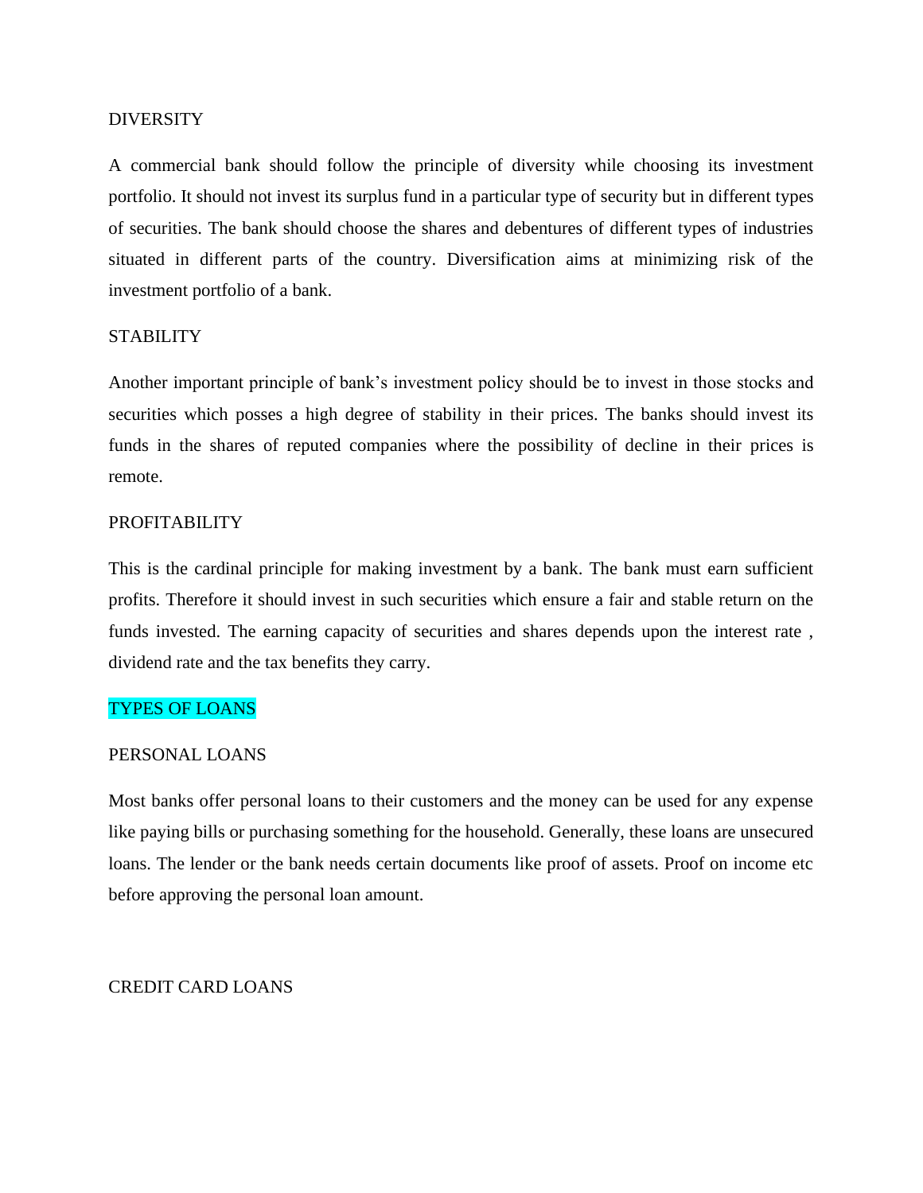## DIVERSITY

A commercial bank should follow the principle of diversity while choosing its investment portfolio. It should not invest its surplus fund in a particular type of security but in different types of securities. The bank should choose the shares and debentures of different types of industries situated in different parts of the country. Diversification aims at minimizing risk of the investment portfolio of a bank.

## STABILITY

Another important principle of bank's investment policy should be to invest in those stocks and securities which posses a high degree of stability in their prices. The banks should invest its funds in the shares of reputed companies where the possibility of decline in their prices is remote.

## PROFITABILITY

This is the cardinal principle for making investment by a bank. The bank must earn sufficient profits. Therefore it should invest in such securities which ensure a fair and stable return on the funds invested. The earning capacity of securities and shares depends upon the interest rate , dividend rate and the tax benefits they carry.

# TYPES OF LOANS

## PERSONAL LOANS

Most banks offer personal loans to their customers and the money can be used for any expense like paying bills or purchasing something for the household. Generally, these loans are unsecured loans. The lender or the bank needs certain documents like proof of assets. Proof on income etc before approving the personal loan amount.

## CREDIT CARD LOANS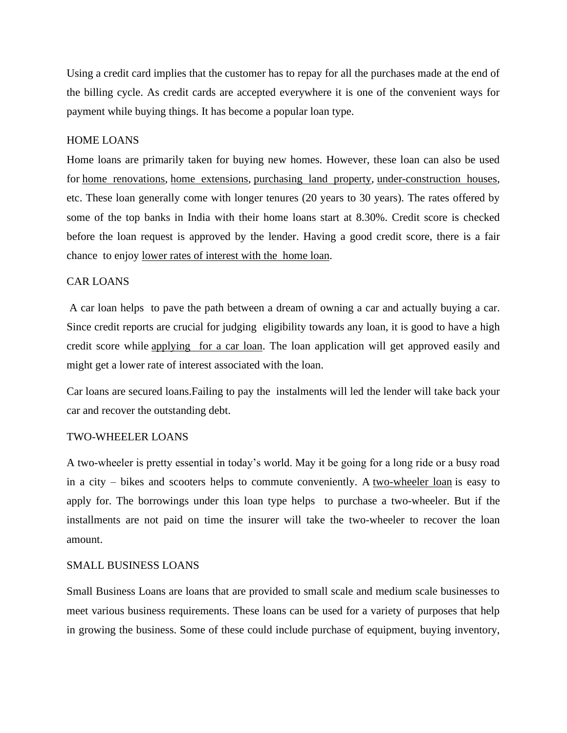Using a credit card implies that the customer has to repay for all the purchases made at the end of the billing cycle. As credit cards are accepted everywhere it is one of the convenient ways for payment while buying things. It has become a popular loan type.

## HOME LOANS

Home loans are primarily taken for buying new homes. However, these loan can also be used for home renovations, home extensions, purchasing land property, under-construction houses, etc. These loan generally come with longer tenures (20 years to 30 years). The rates offered by some of the top banks in India with their home loans start at 8.30%. Credit score is checked before the loan request is approved by the lender. Having a good credit score, there is a fair chance to enjoy lower rates of interest with the home loan.

## CAR LOANS

A car loan helps to pave the path between a dream of owning a car and actually buying a car. Since credit reports are crucial for judging eligibility towards any loan, it is good to have a high credit score while applying for a car loan. The loan application will get approved easily and might get a lower rate of interest associated with the loan.

Car loans are secured loans.Failing to pay the instalments will led the lender will take back your car and recover the outstanding debt.

## TWO-WHEELER LOANS

A two-wheeler is pretty essential in today's world. May it be going for a long ride or a busy road in a city – bikes and scooters helps to commute conveniently. A two-wheeler loan is easy to apply for. The borrowings under this loan type helps to purchase a two-wheeler. But if the installments are not paid on time the insurer will take the two-wheeler to recover the loan amount.

## SMALL BUSINESS LOANS

Small Business Loans are loans that are provided to small scale and medium scale businesses to meet various business requirements. These loans can be used for a variety of purposes that help in growing the business. Some of these could include purchase of equipment, buying inventory,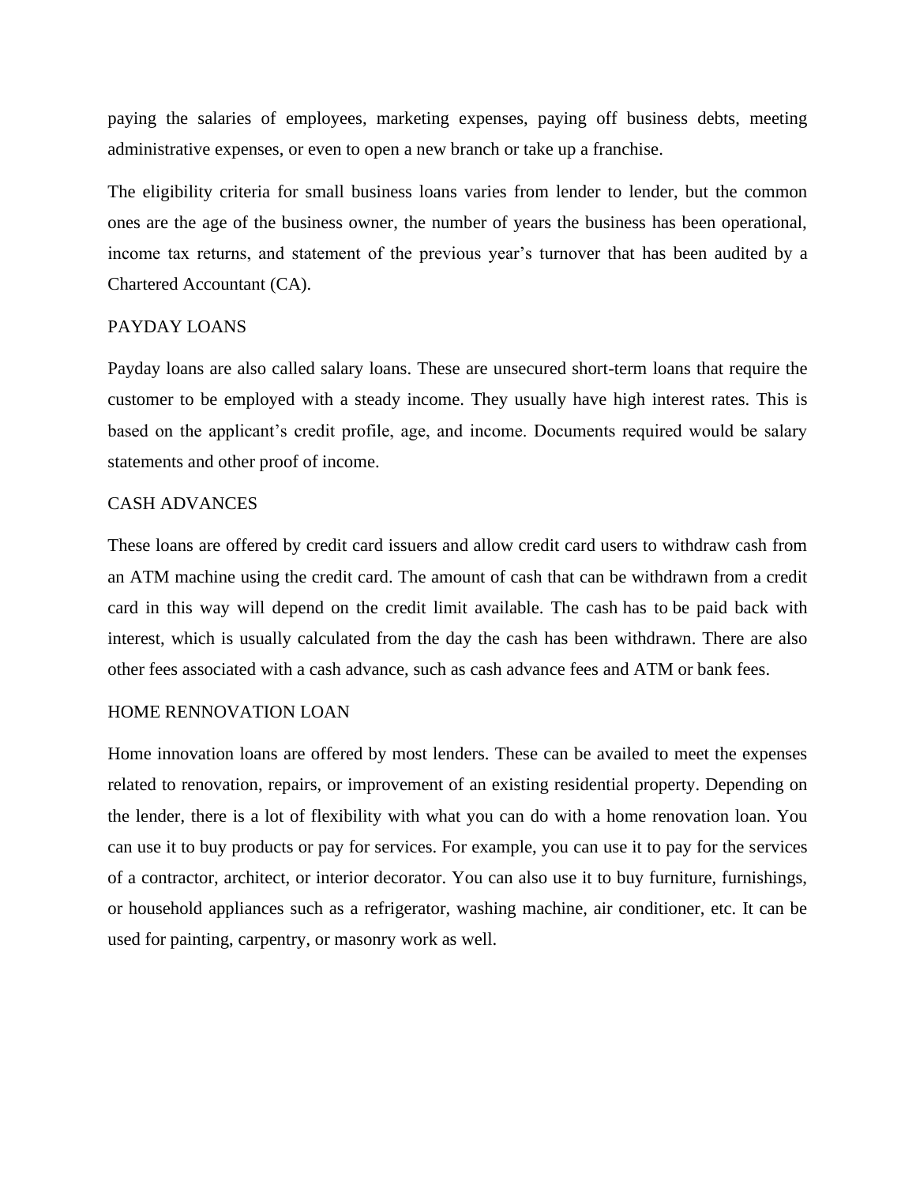paying the salaries of employees, marketing expenses, paying off business debts, meeting administrative expenses, or even to open a new branch or take up a franchise.

The eligibility criteria for small business loans varies from lender to lender, but the common ones are the age of the business owner, the number of years the business has been operational, income tax returns, and statement of the previous year's turnover that has been audited by a Chartered Accountant (CA).

## PAYDAY LOANS

Payday loans are also called salary loans. These are unsecured short-term loans that require the customer to be employed with a steady income. They usually have high interest rates. This is based on the applicant's credit profile, age, and income. Documents required would be salary statements and other proof of income.

## CASH ADVANCES

These loans are offered by credit card issuers and allow credit card users to withdraw cash from an ATM machine using the credit card. The amount of cash that can be withdrawn from a credit card in this way will depend on the credit limit available. The cash has to be paid back with interest, which is usually calculated from the day the cash has been withdrawn. There are also other fees associated with a cash advance, such as cash advance fees and ATM or bank fees.

## HOME RENNOVATION LOAN

Home innovation loans are offered by most lenders. These can be availed to meet the expenses related to renovation, repairs, or improvement of an existing residential property. Depending on the lender, there is a lot of flexibility with what you can do with a home renovation loan. You can use it to buy products or pay for services. For example, you can use it to pay for the services of a contractor, architect, or interior decorator. You can also use it to buy furniture, furnishings, or household appliances such as a refrigerator, washing machine, air conditioner, etc. It can be used for painting, carpentry, or masonry work as well.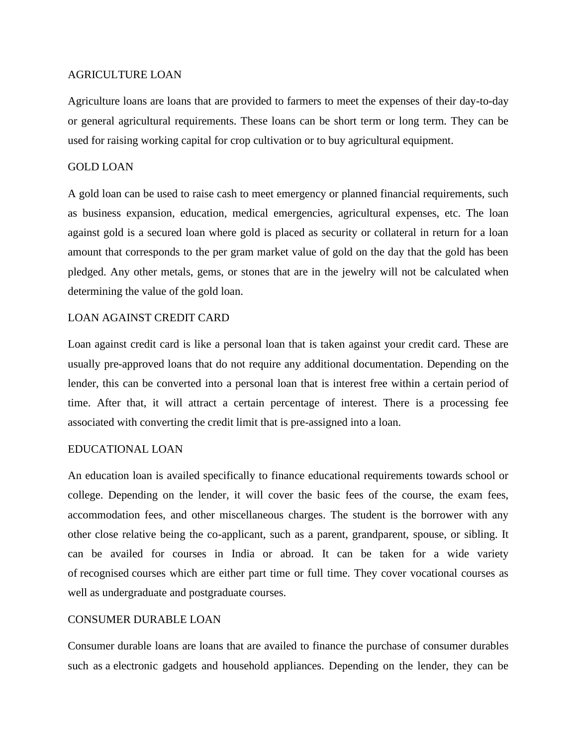## AGRICULTURE LOAN

Agriculture loans are loans that are provided to farmers to meet the expenses of their day-to-day or general agricultural requirements. These loans can be short term or long term. They can be used for raising working capital for crop cultivation or to buy agricultural equipment.

## GOLD LOAN

A gold loan can be used to raise cash to meet emergency or planned financial requirements, such as business expansion, education, medical emergencies, agricultural expenses, etc. The loan against gold is a secured loan where gold is placed as security or collateral in return for a loan amount that corresponds to the per gram market value of gold on the day that the gold has been pledged. Any other metals, gems, or stones that are in the jewelry will not be calculated when determining the value of the gold loan.

## LOAN AGAINST CREDIT CARD

Loan against credit card is like a personal loan that is taken against your credit card. These are usually pre-approved loans that do not require any additional documentation. Depending on the lender, this can be converted into a personal loan that is interest free within a certain period of time. After that, it will attract a certain percentage of interest. There is a processing fee associated with converting the credit limit that is pre-assigned into a loan.

## EDUCATIONAL LOAN

An education loan is availed specifically to finance educational requirements towards school or college. Depending on the lender, it will cover the basic fees of the course, the exam fees, accommodation fees, and other miscellaneous charges. The student is the borrower with any other close relative being the co-applicant, such as a parent, grandparent, spouse, or sibling. It can be availed for courses in India or abroad. It can be taken for a wide variety of recognised courses which are either part time or full time. They cover vocational courses as well as undergraduate and postgraduate courses.

## CONSUMER DURABLE LOAN

Consumer durable loans are loans that are availed to finance the purchase of consumer durables such as a electronic gadgets and household appliances. Depending on the lender, they can be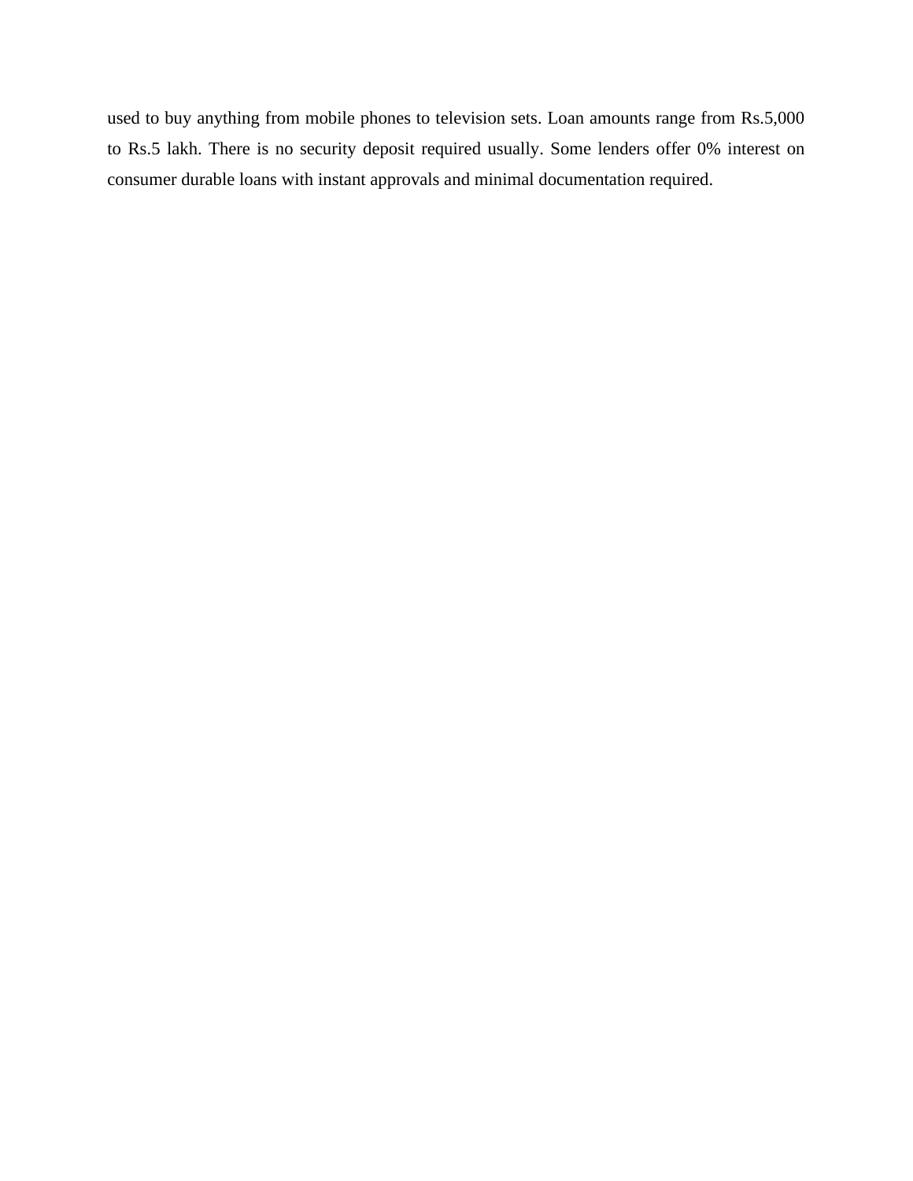used to buy anything from mobile phones to television sets. Loan amounts range from Rs.5,000 to Rs.5 lakh. There is no security deposit required usually. Some lenders offer 0% interest on consumer durable loans with instant approvals and minimal documentation required.